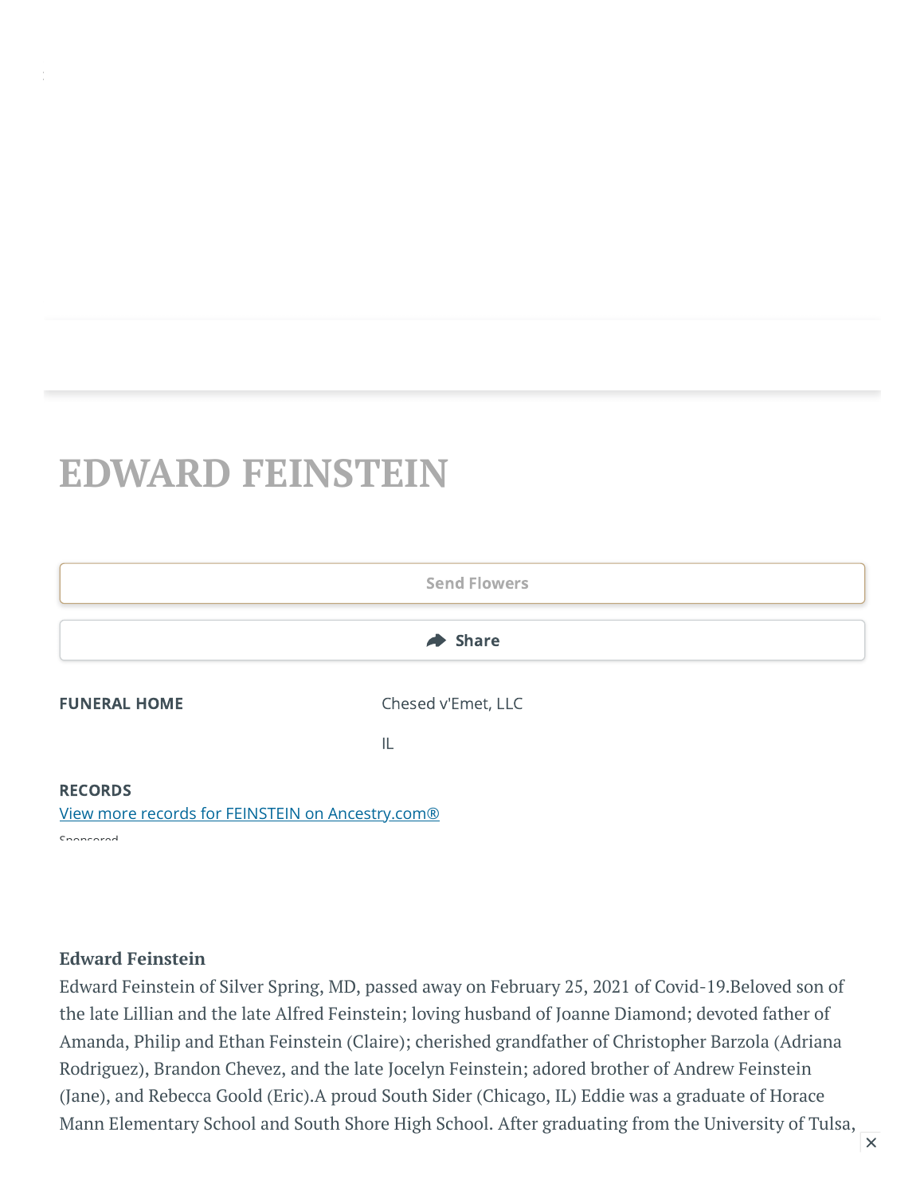# EDWARD FEINSTEIN

Send Flowers

Share

**FUNERAL HOME**

Chesed v'Emet, LLC

IL

**RECORDS**

[View more records for FEINSTEIN on Ancestry.com®](#)

Sponsored

**Edward Feinstein**

Edward Feinstein of Silver Spring, MD, passed away on February 25, 2021 of Covid-19.Beloved son of the late Lillian and the late Alfred Feinstein; loving husband of Joanne Diamond; devoted father of Amanda, Philip and Ethan Feinstein (Claire); cherished grandfather of Christopher Barzola (Adriana Rodriguez), Brandon Chevez, and the late Jocelyn Feinstein; adored brother of Andrew Feinstein (Jane), and Rebecca Goold (Eric).A proud South Sider (Chicago, IL) Eddie was a graduate of Horace Mann Elementary School and South Shore High School. After graduating from the University of Tulsa,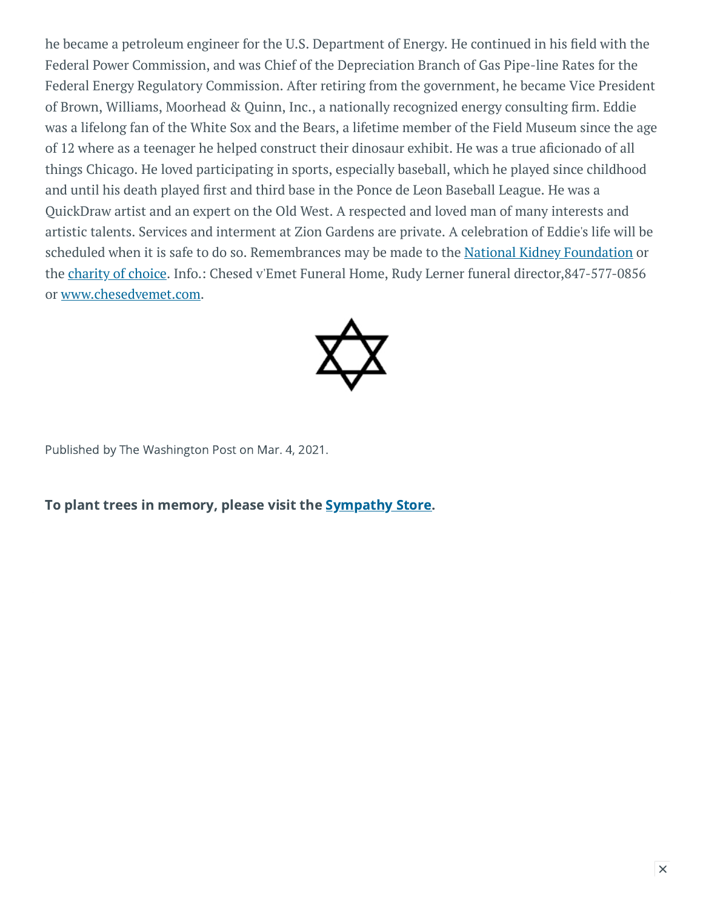he became a petroleum engineer for the U.S. Department of Energy. He continued in his field with the Federal Power Commission, and was Chief of the Depreciation Branch of Gas Pipe-line Rates for the Federal Energy Regulatory Commission. After retiring from the government, he became Vice President of Brown, Williams, Moorhead & Quinn, Inc., a nationally recognized energy consulting firm. Eddie was a lifelong fan of the White Sox and the Bears, a lifetime member of the Field Museum since the age of 12 where as a teenager he helped construct their dinosaur exhibit. He was a true aficionado of all things Chicago. He loved participating in sports, especially baseball, which he played since childhood and until his death played first and third base in the Ponce de Leon Baseball League. He was a QuickDraw artist and an expert on the Old West. A respected and loved man of many interests and artistic talents. Services and interment at Zion Gardens are private. A celebration of Eddie's life will be scheduled when it is safe to do so. Remembrances may be made to the National Kidney Foundation or the charity of choice. Info.: Chesed v'Emet Funeral Home, Rudy Lerner funeral director,847-577-0856 or www.chesedvemet.com.

Published by The Washington Post on Mar. 4, 2021.

**To plant trees in memory, please visit the Sympathy Store.**